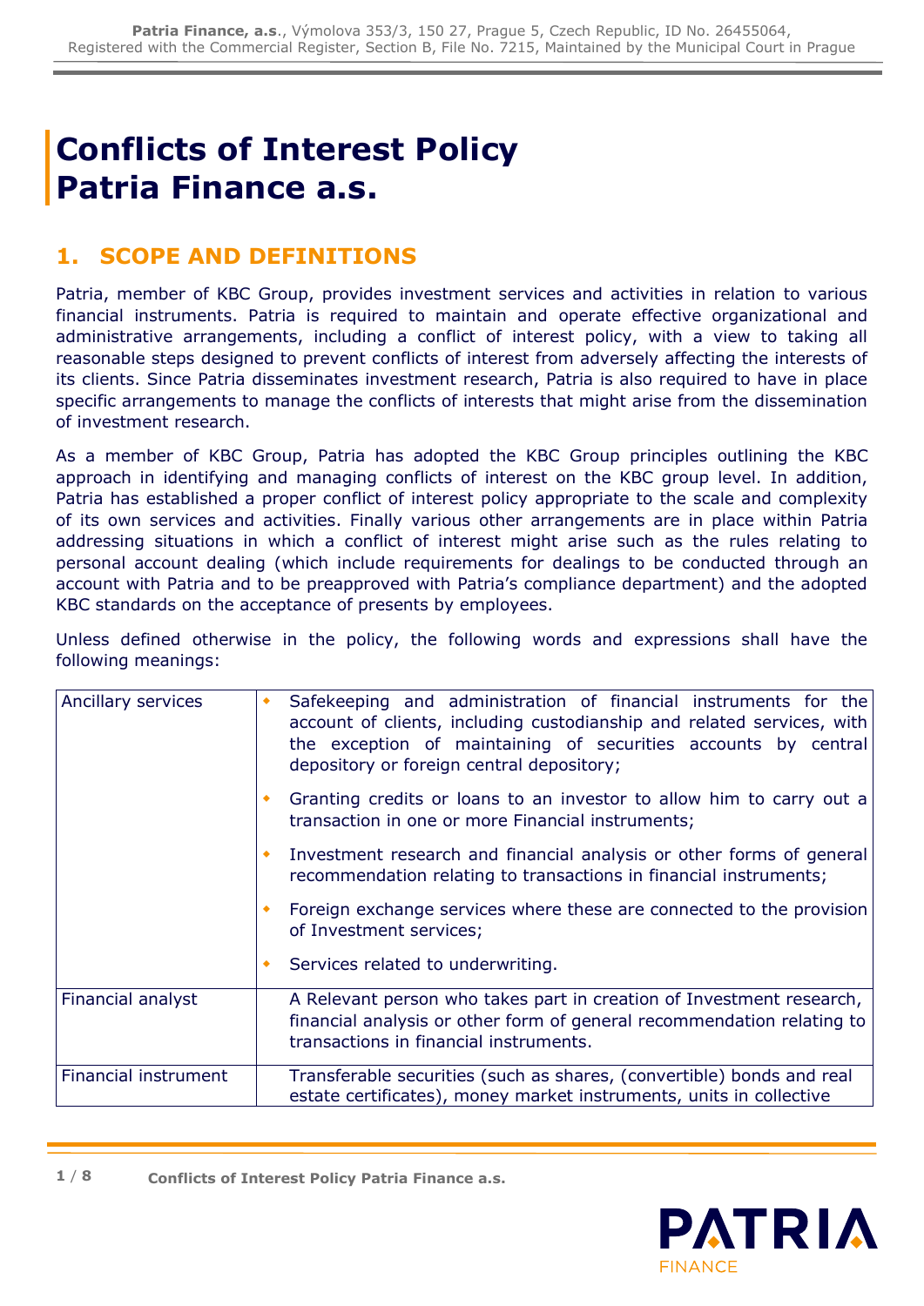# Conflicts of Interest Policy Patria Finance a.s.

## 1. SCOPE AND DEFINITIONS

Patria, member of KBC Group, provides investment services and activities in relation to various financial instruments. Patria is required to maintain and operate effective organizational and administrative arrangements, including a conflict of interest policy, with a view to taking all reasonable steps designed to prevent conflicts of interest from adversely affecting the interests of its clients. Since Patria disseminates investment research, Patria is also required to have in place specific arrangements to manage the conflicts of interests that might arise from the dissemination of investment research.

As a member of KBC Group, Patria has adopted the KBC Group principles outlining the KBC approach in identifying and managing conflicts of interest on the KBC group level. In addition, Patria has established a proper conflict of interest policy appropriate to the scale and complexity of its own services and activities. Finally various other arrangements are in place within Patria addressing situations in which a conflict of interest might arise such as the rules relating to personal account dealing (which include requirements for dealings to be conducted through an account with Patria and to be preapproved with Patria's compliance department) and the adopted KBC standards on the acceptance of presents by employees.

Unless defined otherwise in the policy, the following words and expressions shall have the following meanings:

| Term | Definition |
|---|---|
| Ancillary services | • Safekeeping and administration of financial instruments for the account of clients, including custodianship and related services, with the exception of maintaining of securities accounts by central depository or foreign central depository;<br>• Granting credits or loans to an investor to allow him to carry out a transaction in one or more Financial instruments;<br>• Investment research and financial analysis or other forms of general recommendation relating to transactions in financial instruments;<br>• Foreign exchange services where these are connected to the provision of Investment services;<br>• Services related to underwriting. |
| Financial analyst | A Relevant person who takes part in creation of Investment research, financial analysis or other form of general recommendation relating to transactions in financial instruments. |
| Financial instrument | Transferable securities (such as shares, (convertible) bonds and real estate certificates), money market instruments, units in collective |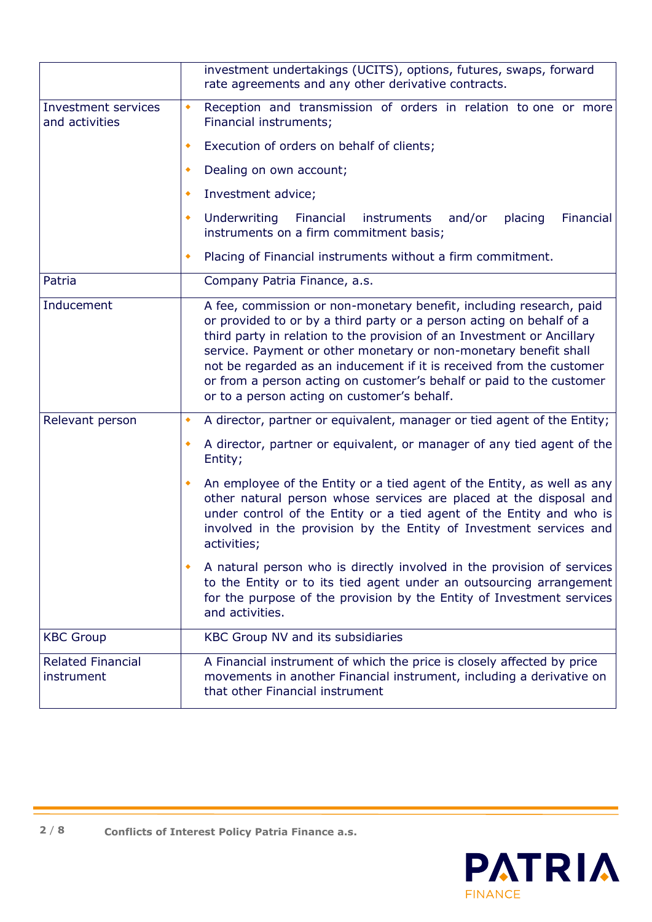| | |
|---|---|
| | investment undertakings (UCITS), options, futures, swaps, forward rate agreements and any other derivative contracts. |
| Investment services and activities | • Reception and transmission of orders in relation to one or more Financial instruments;<br>• Execution of orders on behalf of clients;<br>• Dealing on own account;<br>• Investment advice;<br>• Underwriting Financial instruments and/or placing Financial instruments on a firm commitment basis;<br>• Placing of Financial instruments without a firm commitment. |
| Patria | Company Patria Finance, a.s. |
| Inducement | A fee, commission or non-monetary benefit, including research, paid or provided to or by a third party or a person acting on behalf of a third party in relation to the provision of an Investment or Ancillary service. Payment or other monetary or non-monetary benefit shall not be regarded as an inducement if it is received from the customer or from a person acting on customer's behalf or paid to the customer or to a person acting on customer's behalf. |
| Relevant person | • A director, partner or equivalent, manager or tied agent of the Entity;<br>• A director, partner or equivalent, or manager of any tied agent of the Entity;<br>• An employee of the Entity or a tied agent of the Entity, as well as any other natural person whose services are placed at the disposal and under control of the Entity or a tied agent of the Entity and who is involved in the provision by the Entity of Investment services and activities;<br>• A natural person who is directly involved in the provision of services to the Entity or to its tied agent under an outsourcing arrangement for the purpose of the provision by the Entity of Investment services and activities. |
| KBC Group | KBC Group NV and its subsidiaries |
| Related Financial instrument | A Financial instrument of which the price is closely affected by price movements in another Financial instrument, including a derivative on that other Financial instrument |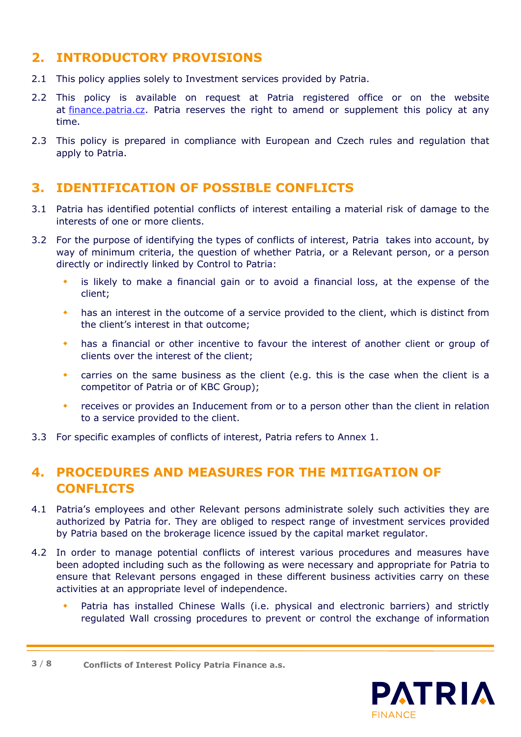## 2. INTRODUCTORY PROVISIONS

2.1 This policy applies solely to Investment services provided by Patria.

2.2 This policy is available on request at Patria registered office or on the website at finance.patria.cz. Patria reserves the right to amend or supplement this policy at any time.

2.3 This policy is prepared in compliance with European and Czech rules and regulation that apply to Patria.

## 3. IDENTIFICATION OF POSSIBLE CONFLICTS

3.1 Patria has identified potential conflicts of interest entailing a material risk of damage to the interests of one or more clients.

3.2 For the purpose of identifying the types of conflicts of interest, Patria takes into account, by way of minimum criteria, the question of whether Patria, or a Relevant person, or a person directly or indirectly linked by Control to Patria:

- is likely to make a financial gain or to avoid a financial loss, at the expense of the client;
- has an interest in the outcome of a service provided to the client, which is distinct from the client's interest in that outcome;
- has a financial or other incentive to favour the interest of another client or group of clients over the interest of the client;
- carries on the same business as the client (e.g. this is the case when the client is a competitor of Patria or of KBC Group);
- receives or provides an Inducement from or to a person other than the client in relation to a service provided to the client.

3.3 For specific examples of conflicts of interest, Patria refers to Annex 1.

## 4. PROCEDURES AND MEASURES FOR THE MITIGATION OF CONFLICTS

4.1 Patria's employees and other Relevant persons administrate solely such activities they are authorized by Patria for. They are obliged to respect range of investment services provided by Patria based on the brokerage licence issued by the capital market regulator.

4.2 In order to manage potential conflicts of interest various procedures and measures have been adopted including such as the following as were necessary and appropriate for Patria to ensure that Relevant persons engaged in these different business activities carry on these activities at an appropriate level of independence.

- Patria has installed Chinese Walls (i.e. physical and electronic barriers) and strictly regulated Wall crossing procedures to prevent or control the exchange of information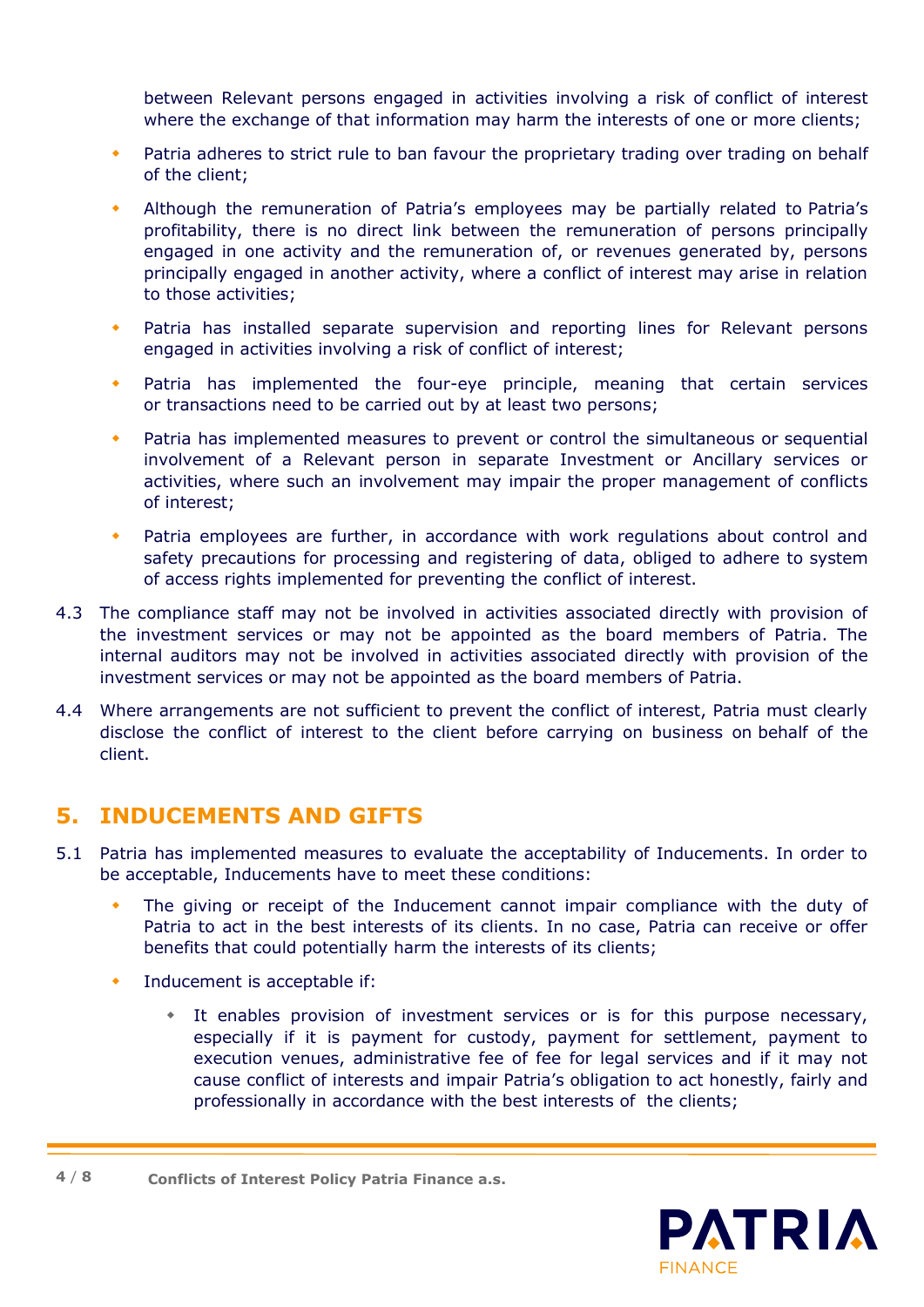between Relevant persons engaged in activities involving a risk of conflict of interest where the exchange of that information may harm the interests of one or more clients;

- Patria adheres to strict rule to ban favour the proprietary trading over trading on behalf of the client;
- Although the remuneration of Patria's employees may be partially related to Patria's profitability, there is no direct link between the remuneration of persons principally engaged in one activity and the remuneration of, or revenues generated by, persons principally engaged in another activity, where a conflict of interest may arise in relation to those activities;
- Patria has installed separate supervision and reporting lines for Relevant persons engaged in activities involving a risk of conflict of interest;
- Patria has implemented the four-eye principle, meaning that certain services or transactions need to be carried out by at least two persons;
- Patria has implemented measures to prevent or control the simultaneous or sequential involvement of a Relevant person in separate Investment or Ancillary services or activities, where such an involvement may impair the proper management of conflicts of interest;
- Patria employees are further, in accordance with work regulations about control and safety precautions for processing and registering of data, obliged to adhere to system of access rights implemented for preventing the conflict of interest.

4.3 The compliance staff may not be involved in activities associated directly with provision of the investment services or may not be appointed as the board members of Patria. The internal auditors may not be involved in activities associated directly with provision of the investment services or may not be appointed as the board members of Patria.

4.4 Where arrangements are not sufficient to prevent the conflict of interest, Patria must clearly disclose the conflict of interest to the client before carrying on business on behalf of the client.

## 5. INDUCEMENTS AND GIFTS

5.1 Patria has implemented measures to evaluate the acceptability of Inducements. In order to be acceptable, Inducements have to meet these conditions:

- The giving or receipt of the Inducement cannot impair compliance with the duty of Patria to act in the best interests of its clients. In no case, Patria can receive or offer benefits that could potentially harm the interests of its clients;
- Inducement is acceptable if:
  - It enables provision of investment services or is for this purpose necessary, especially if it is payment for custody, payment for settlement, payment to execution venues, administrative fee of fee for legal services and if it may not cause conflict of interests and impair Patria's obligation to act honestly, fairly and professionally in accordance with the best interests of the clients;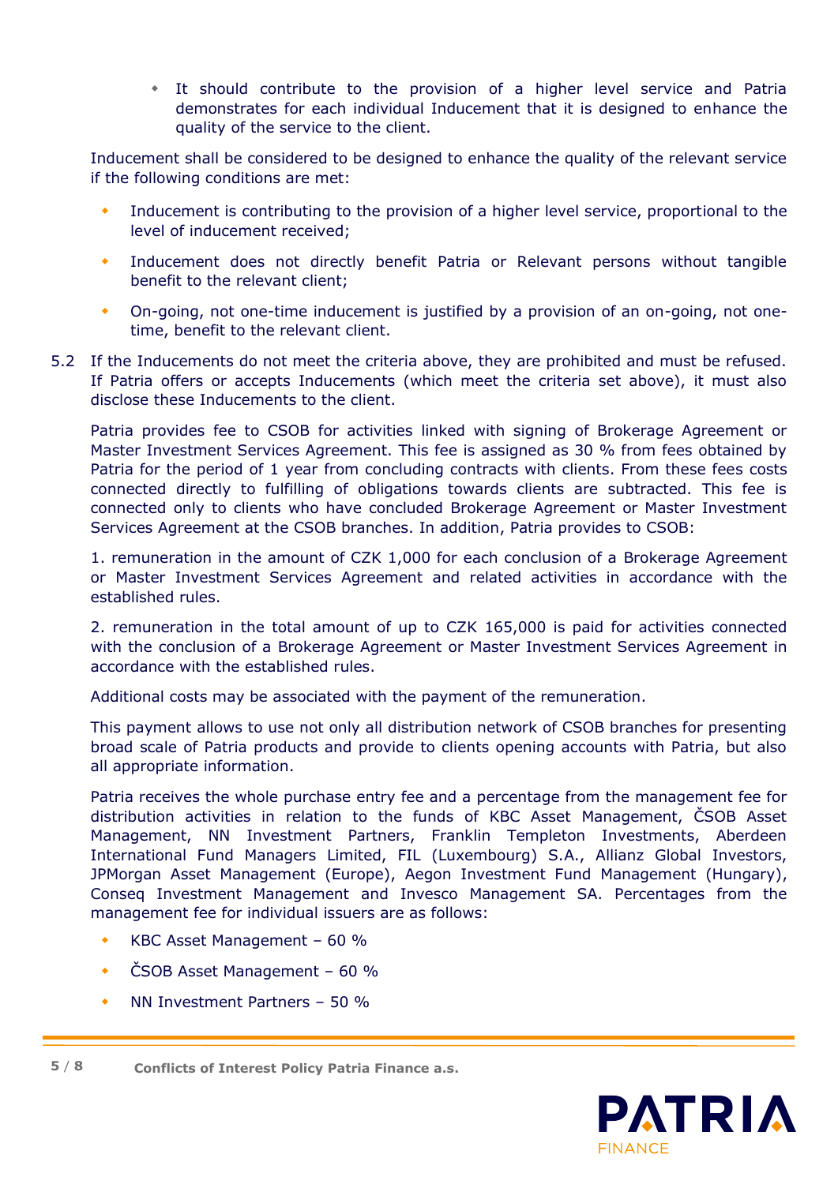- It should contribute to the provision of a higher level service and Patria demonstrates for each individual Inducement that it is designed to enhance the quality of the service to the client.

Inducement shall be considered to be designed to enhance the quality of the relevant service if the following conditions are met:

- Inducement is contributing to the provision of a higher level service, proportional to the level of inducement received;
- Inducement does not directly benefit Patria or Relevant persons without tangible benefit to the relevant client;
- On-going, not one-time inducement is justified by a provision of an on-going, not one-time, benefit to the relevant client.

5.2 If the Inducements do not meet the criteria above, they are prohibited and must be refused. If Patria offers or accepts Inducements (which meet the criteria set above), it must also disclose these Inducements to the client.

Patria provides fee to CSOB for activities linked with signing of Brokerage Agreement or Master Investment Services Agreement. This fee is assigned as 30 % from fees obtained by Patria for the period of 1 year from concluding contracts with clients. From these fees costs connected directly to fulfilling of obligations towards clients are subtracted. This fee is connected only to clients who have concluded Brokerage Agreement or Master Investment Services Agreement at the CSOB branches. In addition, Patria provides to CSOB:

1. remuneration in the amount of CZK 1,000 for each conclusion of a Brokerage Agreement or Master Investment Services Agreement and related activities in accordance with the established rules.

2. remuneration in the total amount of up to CZK 165,000 is paid for activities connected with the conclusion of a Brokerage Agreement or Master Investment Services Agreement in accordance with the established rules.

Additional costs may be associated with the payment of the remuneration.

This payment allows to use not only all distribution network of CSOB branches for presenting broad scale of Patria products and provide to clients opening accounts with Patria, but also all appropriate information.

Patria receives the whole purchase entry fee and a percentage from the management fee for distribution activities in relation to the funds of KBC Asset Management, ČSOB Asset Management, NN Investment Partners, Franklin Templeton Investments, Aberdeen International Fund Managers Limited, FIL (Luxembourg) S.A., Allianz Global Investors, JPMorgan Asset Management (Europe), Aegon Investment Fund Management (Hungary), Conseq Investment Management and Invesco Management SA. Percentages from the management fee for individual issuers are as follows:

- KBC Asset Management – 60 %
- ČSOB Asset Management – 60 %
- NN Investment Partners – 50 %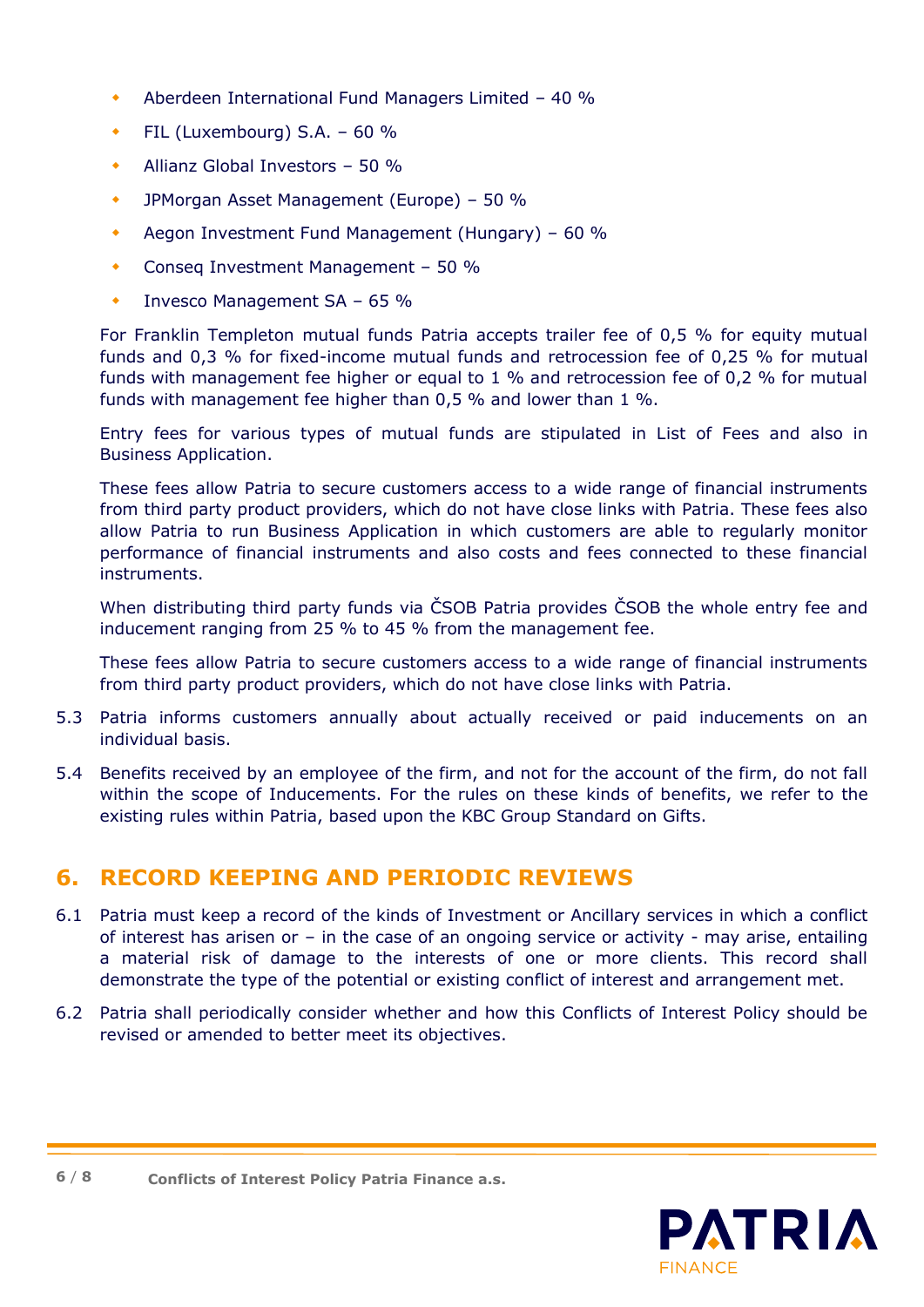- Aberdeen International Fund Managers Limited – 40 %
- FIL (Luxembourg) S.A. – 60 %
- Allianz Global Investors – 50 %
- JPMorgan Asset Management (Europe) – 50 %
- Aegon Investment Fund Management (Hungary) – 60 %
- Conseq Investment Management – 50 %
- Invesco Management SA – 65 %

For Franklin Templeton mutual funds Patria accepts trailer fee of 0,5 % for equity mutual funds and 0,3 % for fixed-income mutual funds and retrocession fee of 0,25 % for mutual funds with management fee higher or equal to 1 % and retrocession fee of 0,2 % for mutual funds with management fee higher than 0,5 % and lower than 1 %.

Entry fees for various types of mutual funds are stipulated in List of Fees and also in Business Application.

These fees allow Patria to secure customers access to a wide range of financial instruments from third party product providers, which do not have close links with Patria. These fees also allow Patria to run Business Application in which customers are able to regularly monitor performance of financial instruments and also costs and fees connected to these financial instruments.

When distributing third party funds via ČSOB Patria provides ČSOB the whole entry fee and inducement ranging from 25 % to 45 % from the management fee.

These fees allow Patria to secure customers access to a wide range of financial instruments from third party product providers, which do not have close links with Patria.

5.3 Patria informs customers annually about actually received or paid inducements on an individual basis.

5.4 Benefits received by an employee of the firm, and not for the account of the firm, do not fall within the scope of Inducements. For the rules on these kinds of benefits, we refer to the existing rules within Patria, based upon the KBC Group Standard on Gifts.

## 6. RECORD KEEPING AND PERIODIC REVIEWS

6.1 Patria must keep a record of the kinds of Investment or Ancillary services in which a conflict of interest has arisen or – in the case of an ongoing service or activity - may arise, entailing a material risk of damage to the interests of one or more clients. This record shall demonstrate the type of the potential or existing conflict of interest and arrangement met.

6.2 Patria shall periodically consider whether and how this Conflicts of Interest Policy should be revised or amended to better meet its objectives.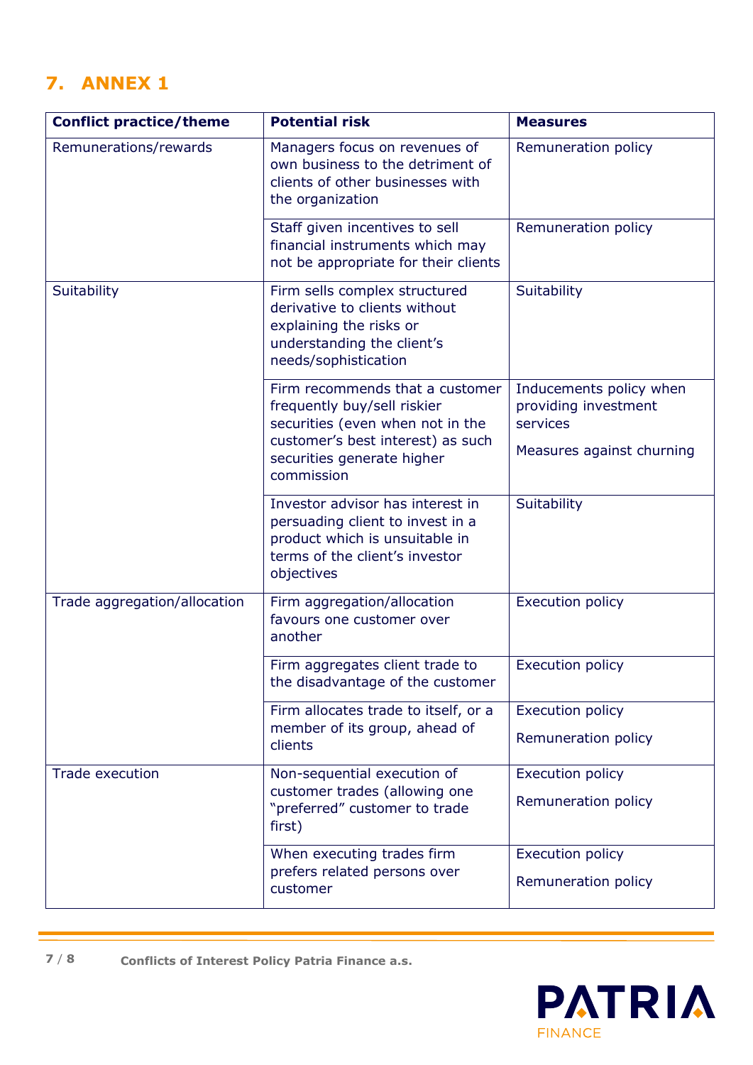## 7. ANNEX 1

| Conflict practice/theme | Potential risk | Measures |
|---|---|---|
| Remunerations/rewards | Managers focus on revenues of own business to the detriment of clients of other businesses with the organization | Remuneration policy |
| | Staff given incentives to sell financial instruments which may not be appropriate for their clients | Remuneration policy |
| Suitability | Firm sells complex structured derivative to clients without explaining the risks or understanding the client's needs/sophistication | Suitability |
| | Firm recommends that a customer frequently buy/sell riskier securities (even when not in the customer's best interest) as such securities generate higher commission | Inducements policy when providing investment services<br><br>Measures against churning |
| | Investor advisor has interest in persuading client to invest in a product which is unsuitable in terms of the client's investor objectives | Suitability |
| Trade aggregation/allocation | Firm aggregation/allocation favours one customer over another | Execution policy |
| | Firm aggregates client trade to the disadvantage of the customer | Execution policy |
| | Firm allocates trade to itself, or a member of its group, ahead of clients | Execution policy<br><br>Remuneration policy |
| Trade execution | Non-sequential execution of customer trades (allowing one "preferred" customer to trade first) | Execution policy<br><br>Remuneration policy |
| | When executing trades firm prefers related persons over customer | Execution policy<br><br>Remuneration policy |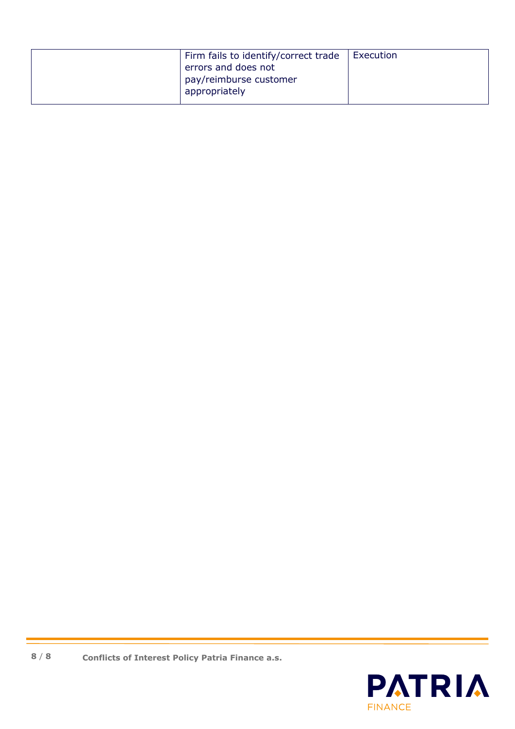| | | |
|---|---|---|
| | Firm fails to identify/correct trade errors and does not pay/reimburse customer appropriately | Execution |